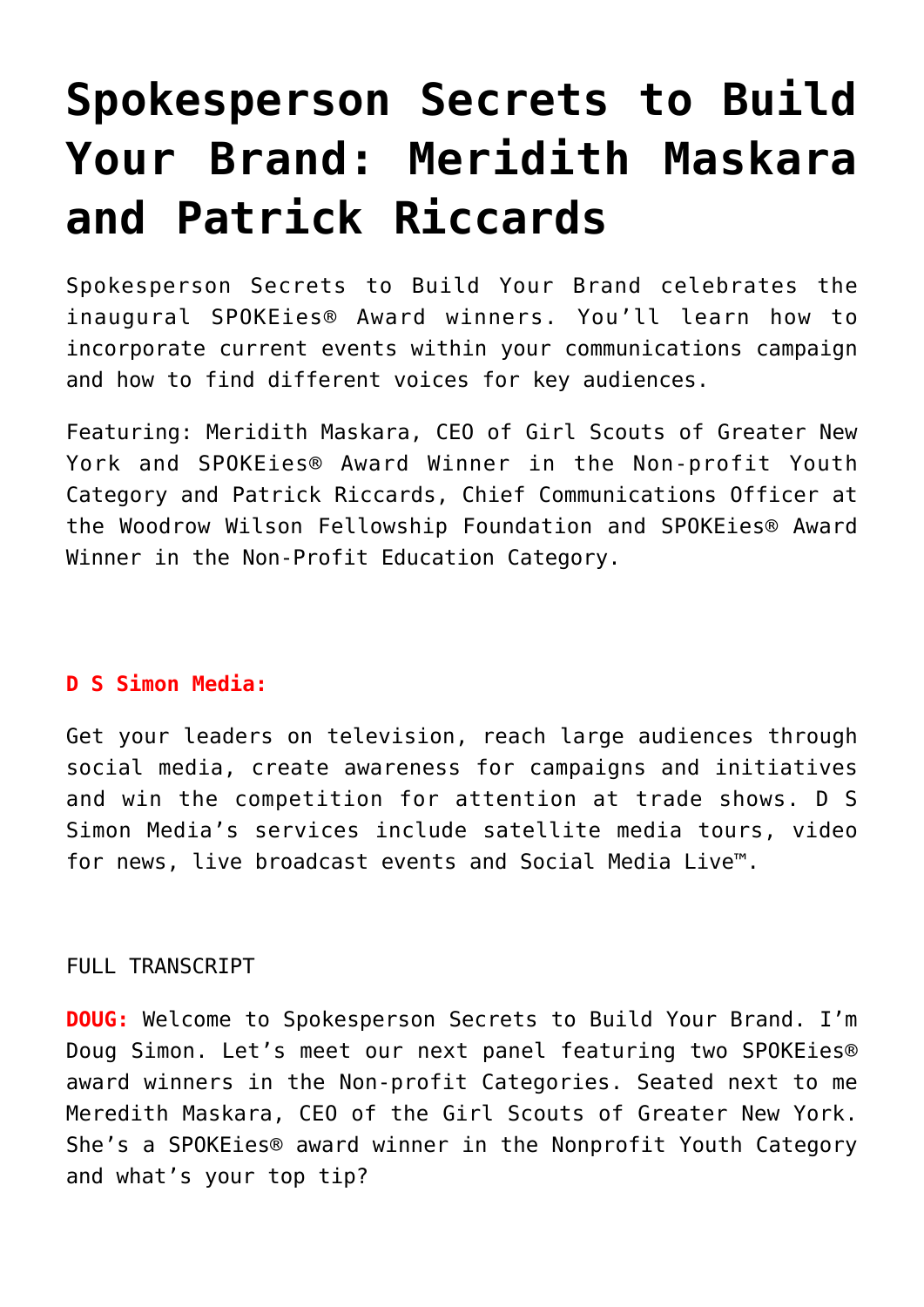# Spokesperson Secrets to Build Your Brand: Meridith Maskara and Patrick Riccards

Spokesperson Secrets to Build Your Brand celebrates the inaugural SPOKEies® Award winners. You'll learn how to incorporate current events within your communications campaign and how to find different voices for key audiences.

Featuring: Meridith Maskara, CEO of Girl Scouts of Greater New York and SPOKEies® Award Winner in the Non-profit Youth Category and Patrick Riccards, Chief Communications Officer at the Woodrow Wilson Fellowship Foundation and SPOKEies® Award Winner in the Non-Profit Education Category.

**D S Simon Media:**

Get your leaders on television, reach large audiences through social media, create awareness for campaigns and initiatives and win the competition for attention at trade shows. D S Simon Media's services include satellite media tours, video for news, live broadcast events and Social Media Live™.

FULL TRANSCRIPT

**DOUG:** Welcome to Spokesperson Secrets to Build Your Brand. I'm Doug Simon. Let's meet our next panel featuring two SPOKEies® award winners in the Non-profit Categories. Seated next to me Meredith Maskara, CEO of the Girl Scouts of Greater New York. She's a SPOKEies® award winner in the Nonprofit Youth Category and what's your top tip?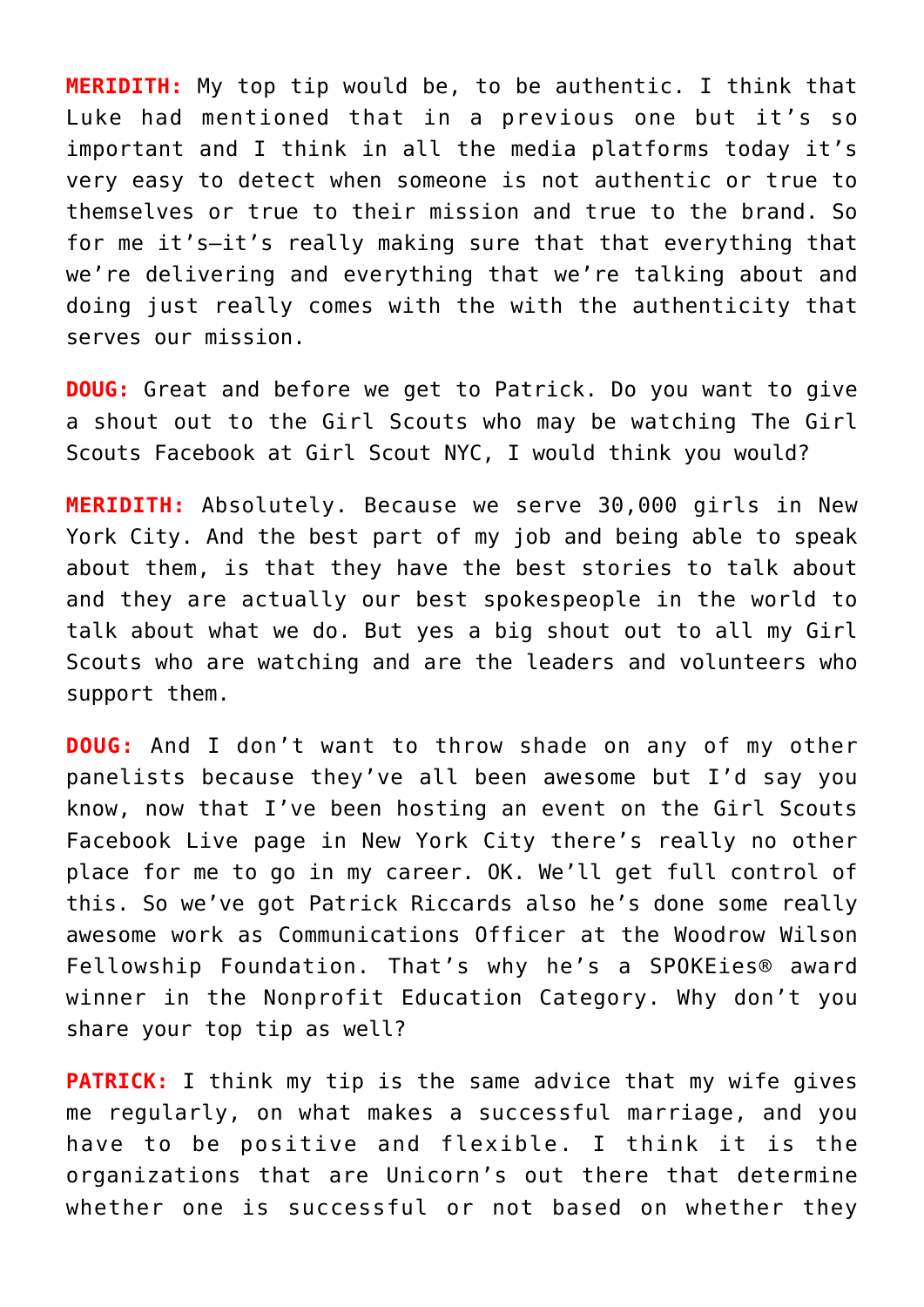**MERIDITH:** My top tip would be, to be authentic. I think that Luke had mentioned that in a previous one but it's so important and I think in all the media platforms today it's very easy to detect when someone is not authentic or true to themselves or true to their mission and true to the brand. So for me it's—it's really making sure that that everything that we're delivering and everything that we're talking about and doing just really comes with the with the authenticity that serves our mission.

**DOUG:** Great and before we get to Patrick. Do you want to give a shout out to the Girl Scouts who may be watching The Girl Scouts Facebook at Girl Scout NYC, I would think you would?

**MERIDITH:** Absolutely. Because we serve 30,000 girls in New York City. And the best part of my job and being able to speak about them, is that they have the best stories to talk about and they are actually our best spokespeople in the world to talk about what we do. But yes a big shout out to all my Girl Scouts who are watching and are the leaders and volunteers who support them.

**DOUG:** And I don't want to throw shade on any of my other panelists because they've all been awesome but I'd say you know, now that I've been hosting an event on the Girl Scouts Facebook Live page in New York City there's really no other place for me to go in my career. OK. We'll get full control of this. So we've got Patrick Riccards also he's done some really awesome work as Communications Officer at the Woodrow Wilson Fellowship Foundation. That's why he's a SPOKEies® award winner in the Nonprofit Education Category. Why don't you share your top tip as well?

**PATRICK:** I think my tip is the same advice that my wife gives me regularly, on what makes a successful marriage, and you have to be positive and flexible. I think it is the organizations that are Unicorn's out there that determine whether one is successful or not based on whether they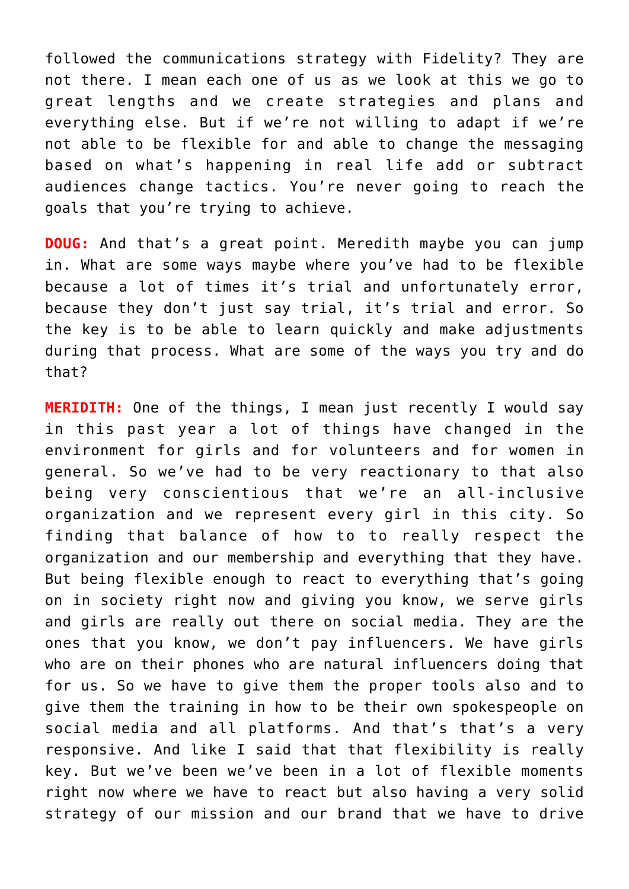followed the communications strategy with Fidelity? They are not there. I mean each one of us as we look at this we go to great lengths and we create strategies and plans and everything else. But if we're not willing to adapt if we're not able to be flexible for and able to change the messaging based on what's happening in real life add or subtract audiences change tactics. You're never going to reach the goals that you're trying to achieve.

**DOUG:** And that's a great point. Meredith maybe you can jump in. What are some ways maybe where you've had to be flexible because a lot of times it's trial and unfortunately error, because they don't just say trial, it's trial and error. So the key is to be able to learn quickly and make adjustments during that process. What are some of the ways you try and do that?

**MERIDITH:** One of the things, I mean just recently I would say in this past year a lot of things have changed in the environment for girls and for volunteers and for women in general. So we've had to be very reactionary to that also being very conscientious that we're an all-inclusive organization and we represent every girl in this city. So finding that balance of how to to really respect the organization and our membership and everything that they have. But being flexible enough to react to everything that's going on in society right now and giving you know, we serve girls and girls are really out there on social media. They are the ones that you know, we don't pay influencers. We have girls who are on their phones who are natural influencers doing that for us. So we have to give them the proper tools also and to give them the training in how to be their own spokespeople on social media and all platforms. And that's that's a very responsive. And like I said that that flexibility is really key. But we've been we've been in a lot of flexible moments right now where we have to react but also having a very solid strategy of our mission and our brand that we have to drive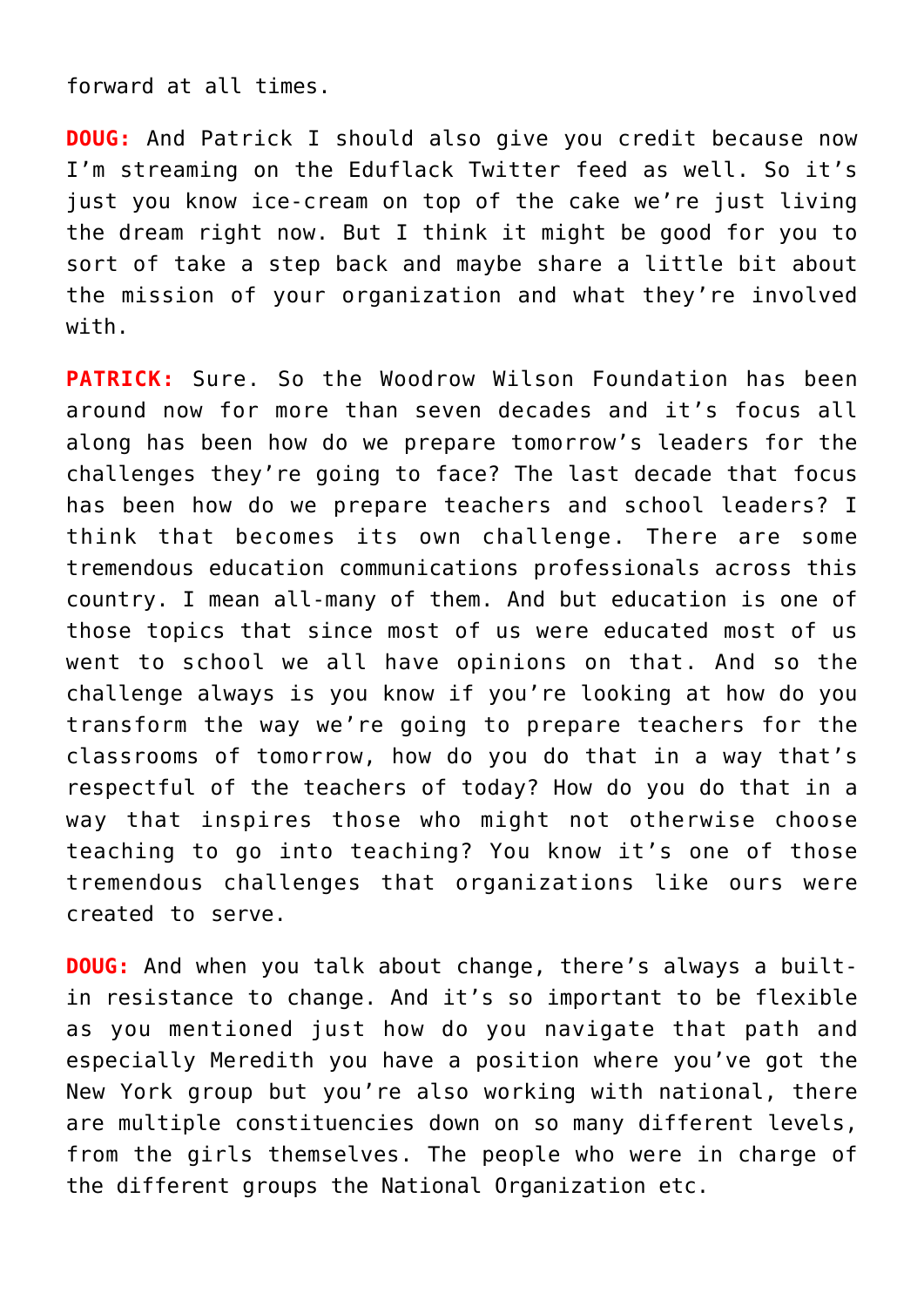forward at all times.

**DOUG:** And Patrick I should also give you credit because now I'm streaming on the Eduflack Twitter feed as well. So it's just you know ice-cream on top of the cake we're just living the dream right now. But I think it might be good for you to sort of take a step back and maybe share a little bit about the mission of your organization and what they're involved with.

**PATRICK:** Sure. So the Woodrow Wilson Foundation has been around now for more than seven decades and it's focus all along has been how do we prepare tomorrow's leaders for the challenges they're going to face? The last decade that focus has been how do we prepare teachers and school leaders? I think that becomes its own challenge. There are some tremendous education communications professionals across this country. I mean all-many of them. And but education is one of those topics that since most of us were educated most of us went to school we all have opinions on that. And so the challenge always is you know if you're looking at how do you transform the way we're going to prepare teachers for the classrooms of tomorrow, how do you do that in a way that's respectful of the teachers of today? How do you do that in a way that inspires those who might not otherwise choose teaching to go into teaching? You know it's one of those tremendous challenges that organizations like ours were created to serve.

**DOUG:** And when you talk about change, there's always a built-in resistance to change. And it's so important to be flexible as you mentioned just how do you navigate that path and especially Meredith you have a position where you've got the New York group but you're also working with national, there are multiple constituencies down on so many different levels, from the girls themselves. The people who were in charge of the different groups the National Organization etc.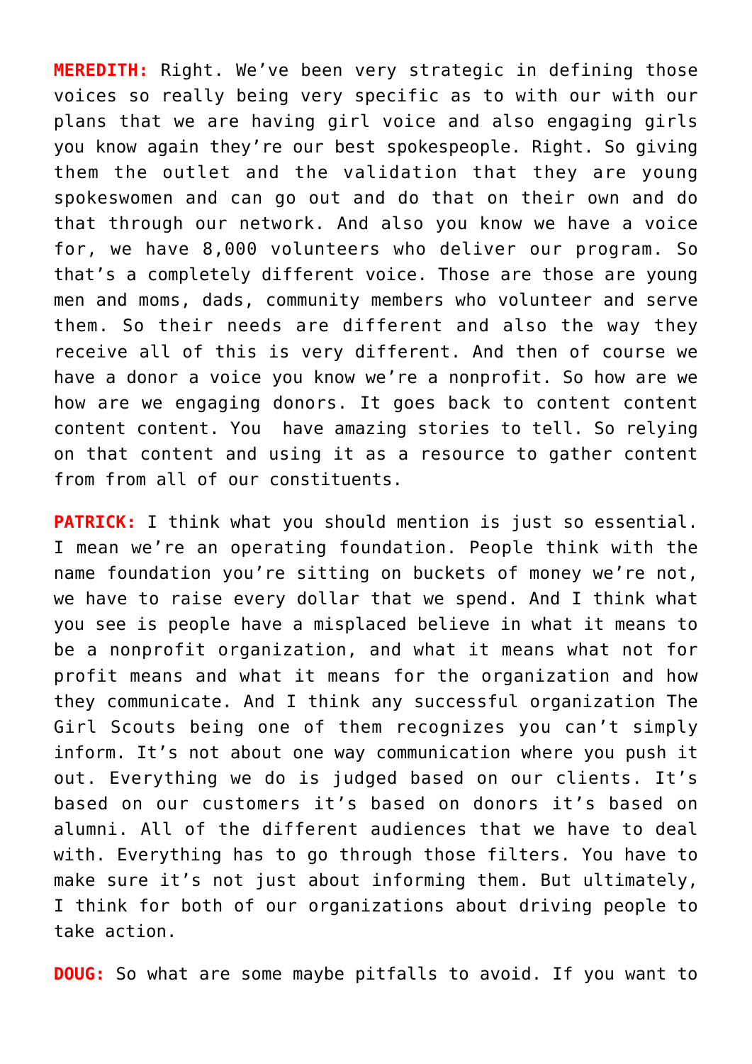**MEREDITH:** Right. We've been very strategic in defining those voices so really being very specific as to with our with our plans that we are having girl voice and also engaging girls you know again they're our best spokespeople. Right. So giving them the outlet and the validation that they are young spokeswomen and can go out and do that on their own and do that through our network. And also you know we have a voice for, we have 8,000 volunteers who deliver our program. So that's a completely different voice. Those are those are young men and moms, dads, community members who volunteer and serve them. So their needs are different and also the way they receive all of this is very different. And then of course we have a donor a voice you know we're a nonprofit. So how are we how are we engaging donors. It goes back to content content content content. You have amazing stories to tell. So relying on that content and using it as a resource to gather content from from all of our constituents.

**PATRICK:** I think what you should mention is just so essential. I mean we're an operating foundation. People think with the name foundation you're sitting on buckets of money we're not, we have to raise every dollar that we spend. And I think what you see is people have a misplaced believe in what it means to be a nonprofit organization, and what it means what not for profit means and what it means for the organization and how they communicate. And I think any successful organization The Girl Scouts being one of them recognizes you can't simply inform. It's not about one way communication where you push it out. Everything we do is judged based on our clients. It's based on our customers it's based on donors it's based on alumni. All of the different audiences that we have to deal with. Everything has to go through those filters. You have to make sure it's not just about informing them. But ultimately, I think for both of our organizations about driving people to take action.

**DOUG:** So what are some maybe pitfalls to avoid. If you want to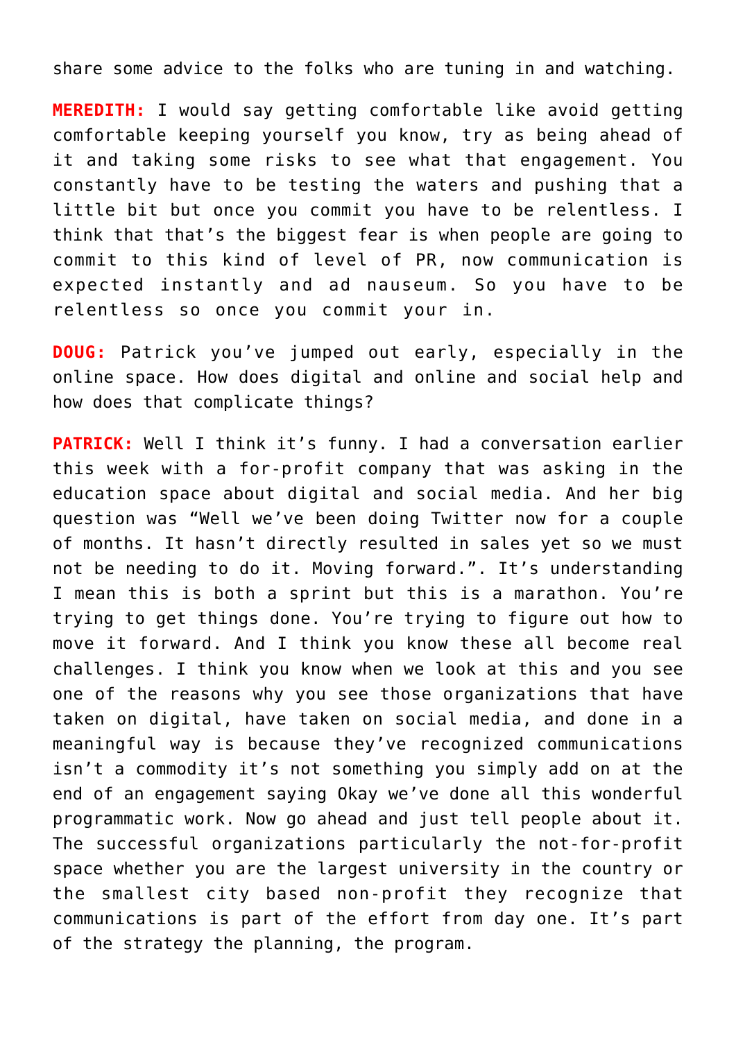share some advice to the folks who are tuning in and watching.

**MEREDITH:** I would say getting comfortable like avoid getting comfortable keeping yourself you know, try as being ahead of it and taking some risks to see what that engagement. You constantly have to be testing the waters and pushing that a little bit but once you commit you have to be relentless. I think that that's the biggest fear is when people are going to commit to this kind of level of PR, now communication is expected instantly and ad nauseum. So you have to be relentless so once you commit your in.

**DOUG:** Patrick you've jumped out early, especially in the online space. How does digital and online and social help and how does that complicate things?

**PATRICK:** Well I think it's funny. I had a conversation earlier this week with a for-profit company that was asking in the education space about digital and social media. And her big question was "Well we've been doing Twitter now for a couple of months. It hasn't directly resulted in sales yet so we must not be needing to do it. Moving forward.". It's understanding I mean this is both a sprint but this is a marathon. You're trying to get things done. You're trying to figure out how to move it forward. And I think you know these all become real challenges. I think you know when we look at this and you see one of the reasons why you see those organizations that have taken on digital, have taken on social media, and done in a meaningful way is because they've recognized communications isn't a commodity it's not something you simply add on at the end of an engagement saying Okay we've done all this wonderful programmatic work. Now go ahead and just tell people about it. The successful organizations particularly the not-for-profit space whether you are the largest university in the country or the smallest city based non-profit they recognize that communications is part of the effort from day one. It's part of the strategy the planning, the program.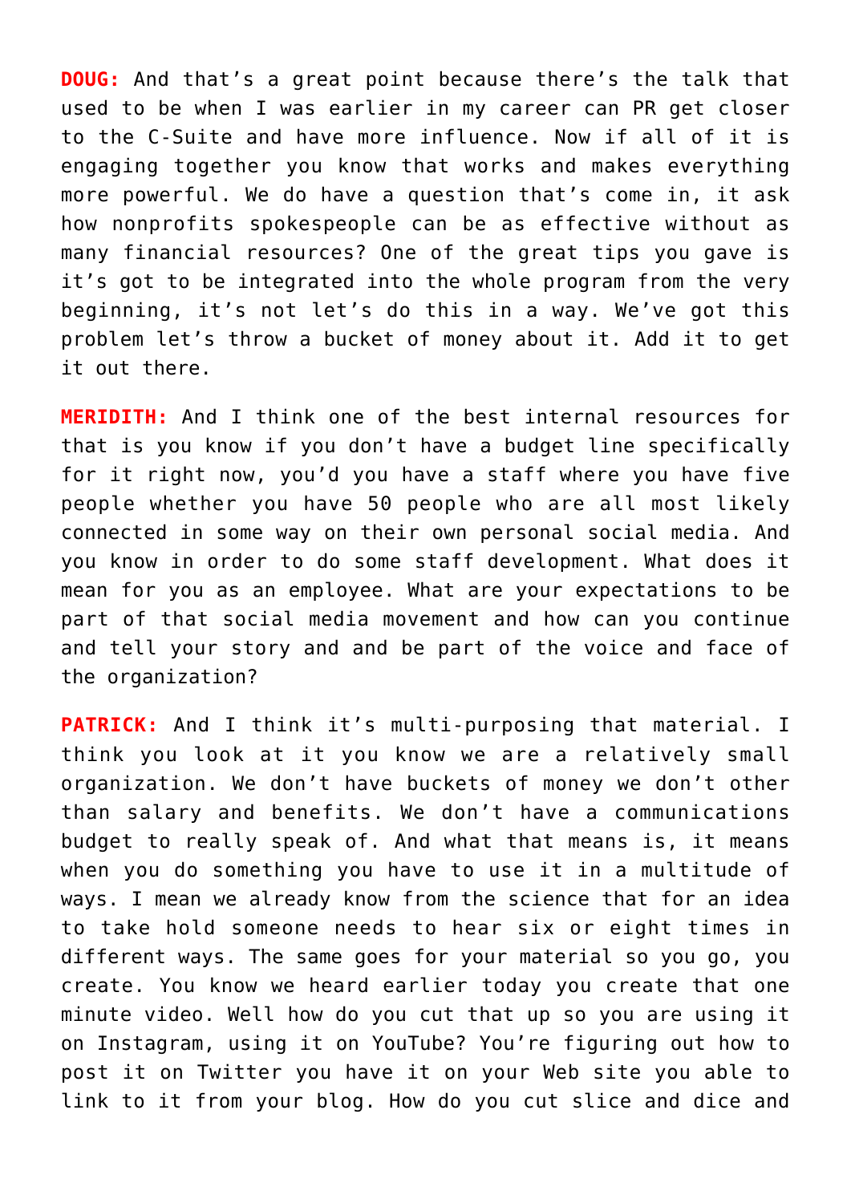**DOUG:** And that's a great point because there's the talk that used to be when I was earlier in my career can PR get closer to the C-Suite and have more influence. Now if all of it is engaging together you know that works and makes everything more powerful. We do have a question that's come in, it ask how nonprofits spokespeople can be as effective without as many financial resources? One of the great tips you gave is it's got to be integrated into the whole program from the very beginning, it's not let's do this in a way. We've got this problem let's throw a bucket of money about it. Add it to get it out there.

**MERIDITH:** And I think one of the best internal resources for that is you know if you don't have a budget line specifically for it right now, you'd you have a staff where you have five people whether you have 50 people who are all most likely connected in some way on their own personal social media. And you know in order to do some staff development. What does it mean for you as an employee. What are your expectations to be part of that social media movement and how can you continue and tell your story and and be part of the voice and face of the organization?

**PATRICK:** And I think it's multi-purposing that material. I think you look at it you know we are a relatively small organization. We don't have buckets of money we don't other than salary and benefits. We don't have a communications budget to really speak of. And what that means is, it means when you do something you have to use it in a multitude of ways. I mean we already know from the science that for an idea to take hold someone needs to hear six or eight times in different ways. The same goes for your material so you go, you create. You know we heard earlier today you create that one minute video. Well how do you cut that up so you are using it on Instagram, using it on YouTube? You're figuring out how to post it on Twitter you have it on your Web site you able to link to it from your blog. How do you cut slice and dice and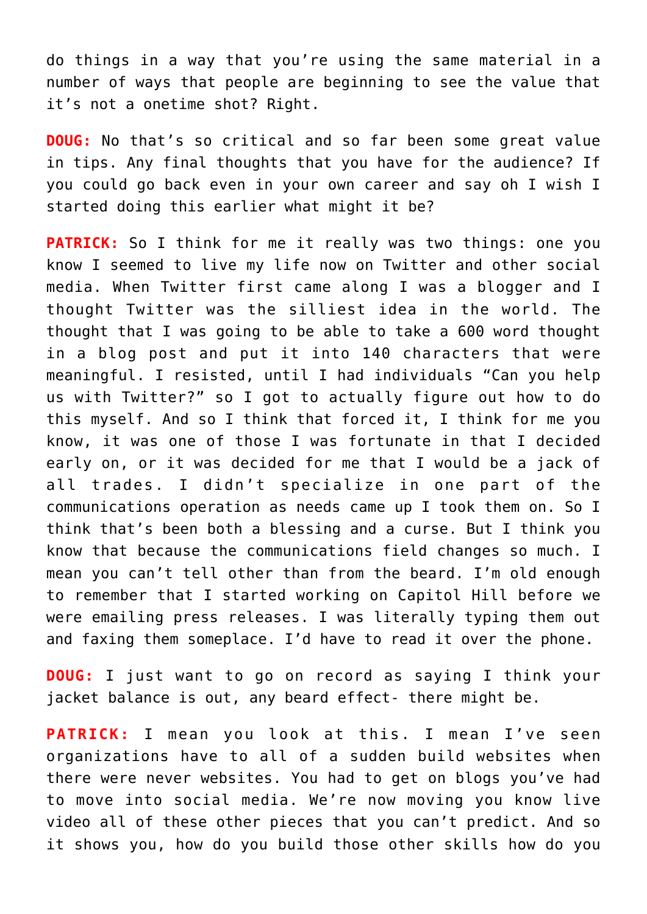do things in a way that you're using the same material in a number of ways that people are beginning to see the value that it's not a onetime shot? Right.

**DOUG:** No that's so critical and so far been some great value in tips. Any final thoughts that you have for the audience? If you could go back even in your own career and say oh I wish I started doing this earlier what might it be?

**PATRICK:** So I think for me it really was two things: one you know I seemed to live my life now on Twitter and other social media. When Twitter first came along I was a blogger and I thought Twitter was the silliest idea in the world. The thought that I was going to be able to take a 600 word thought in a blog post and put it into 140 characters that were meaningful. I resisted, until I had individuals "Can you help us with Twitter?" so I got to actually figure out how to do this myself. And so I think that forced it, I think for me you know, it was one of those I was fortunate in that I decided early on, or it was decided for me that I would be a jack of all trades. I didn't specialize in one part of the communications operation as needs came up I took them on. So I think that's been both a blessing and a curse. But I think you know that because the communications field changes so much. I mean you can't tell other than from the beard. I'm old enough to remember that I started working on Capitol Hill before we were emailing press releases. I was literally typing them out and faxing them someplace. I'd have to read it over the phone.

**DOUG:** I just want to go on record as saying I think your jacket balance is out, any beard effect- there might be.

**PATRICK:** I mean you look at this. I mean I've seen organizations have to all of a sudden build websites when there were never websites. You had to get on blogs you've had to move into social media. We're now moving you know live video all of these other pieces that you can't predict. And so it shows you, how do you build those other skills how do you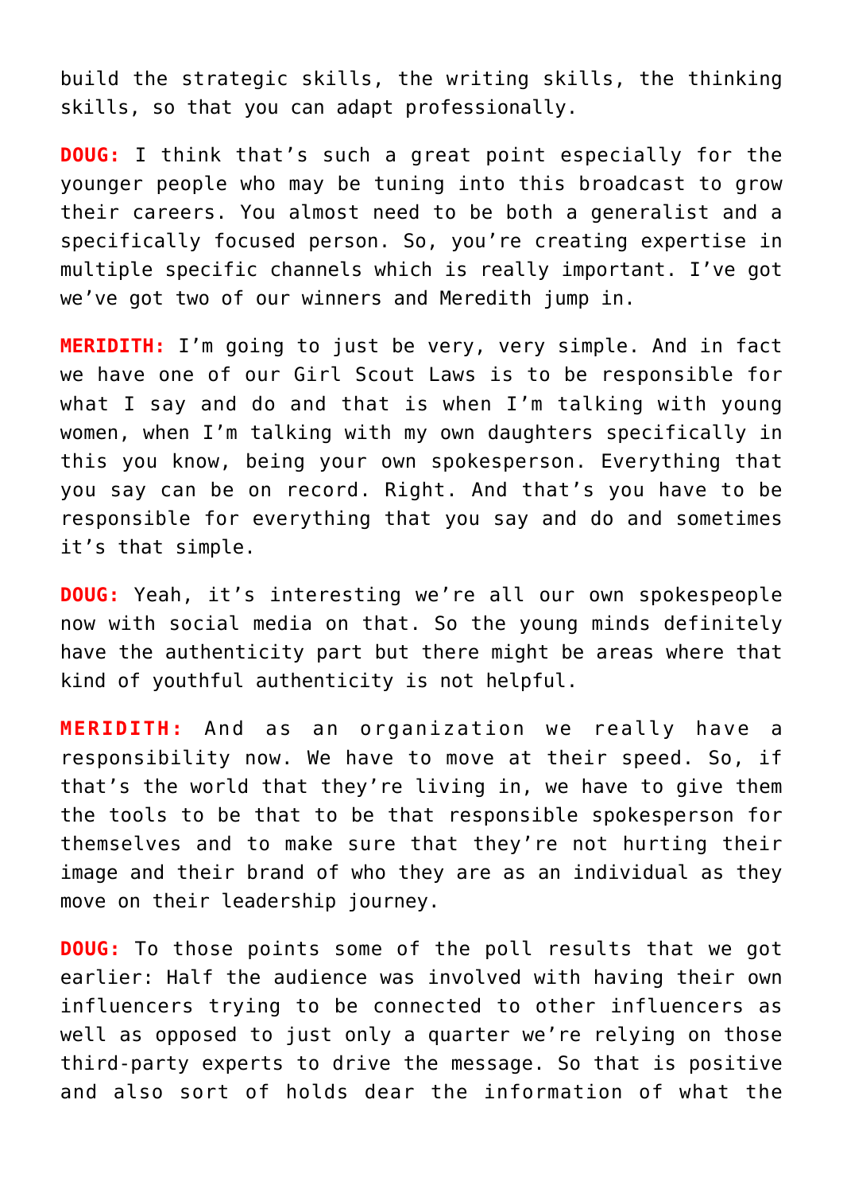build the strategic skills, the writing skills, the thinking skills, so that you can adapt professionally.

**DOUG:** I think that's such a great point especially for the younger people who may be tuning into this broadcast to grow their careers. You almost need to be both a generalist and a specifically focused person. So, you're creating expertise in multiple specific channels which is really important. I've got we've got two of our winners and Meredith jump in.

**MERIDITH:** I'm going to just be very, very simple. And in fact we have one of our Girl Scout Laws is to be responsible for what I say and do and that is when I'm talking with young women, when I'm talking with my own daughters specifically in this you know, being your own spokesperson. Everything that you say can be on record. Right. And that's you have to be responsible for everything that you say and do and sometimes it's that simple.

**DOUG:** Yeah, it's interesting we're all our own spokespeople now with social media on that. So the young minds definitely have the authenticity part but there might be areas where that kind of youthful authenticity is not helpful.

**MERIDITH:** And as an organization we really have a responsibility now. We have to move at their speed. So, if that's the world that they're living in, we have to give them the tools to be that to be that responsible spokesperson for themselves and to make sure that they're not hurting their image and their brand of who they are as an individual as they move on their leadership journey.

**DOUG:** To those points some of the poll results that we got earlier: Half the audience was involved with having their own influencers trying to be connected to other influencers as well as opposed to just only a quarter we're relying on those third-party experts to drive the message. So that is positive and also sort of holds dear the information of what the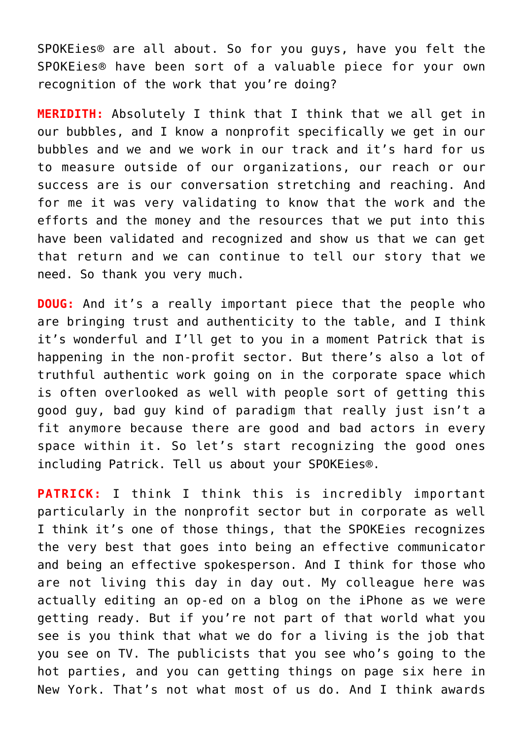SPOKEies® are all about. So for you guys, have you felt the SPOKEies® have been sort of a valuable piece for your own recognition of the work that you're doing?

**MERIDITH:** Absolutely I think that I think that we all get in our bubbles, and I know a nonprofit specifically we get in our bubbles and we and we work in our track and it's hard for us to measure outside of our organizations, our reach or our success are is our conversation stretching and reaching. And for me it was very validating to know that the work and the efforts and the money and the resources that we put into this have been validated and recognized and show us that we can get that return and we can continue to tell our story that we need. So thank you very much.

**DOUG:** And it's a really important piece that the people who are bringing trust and authenticity to the table, and I think it's wonderful and I'll get to you in a moment Patrick that is happening in the non-profit sector. But there's also a lot of truthful authentic work going on in the corporate space which is often overlooked as well with people sort of getting this good guy, bad guy kind of paradigm that really just isn't a fit anymore because there are good and bad actors in every space within it. So let's start recognizing the good ones including Patrick. Tell us about your SPOKEies®.

**PATRICK:** I think I think this is incredibly important particularly in the nonprofit sector but in corporate as well I think it's one of those things, that the SPOKEies recognizes the very best that goes into being an effective communicator and being an effective spokesperson. And I think for those who are not living this day in day out. My colleague here was actually editing an op-ed on a blog on the iPhone as we were getting ready. But if you're not part of that world what you see is you think that what we do for a living is the job that you see on TV. The publicists that you see who's going to the hot parties, and you can getting things on page six here in New York. That's not what most of us do. And I think awards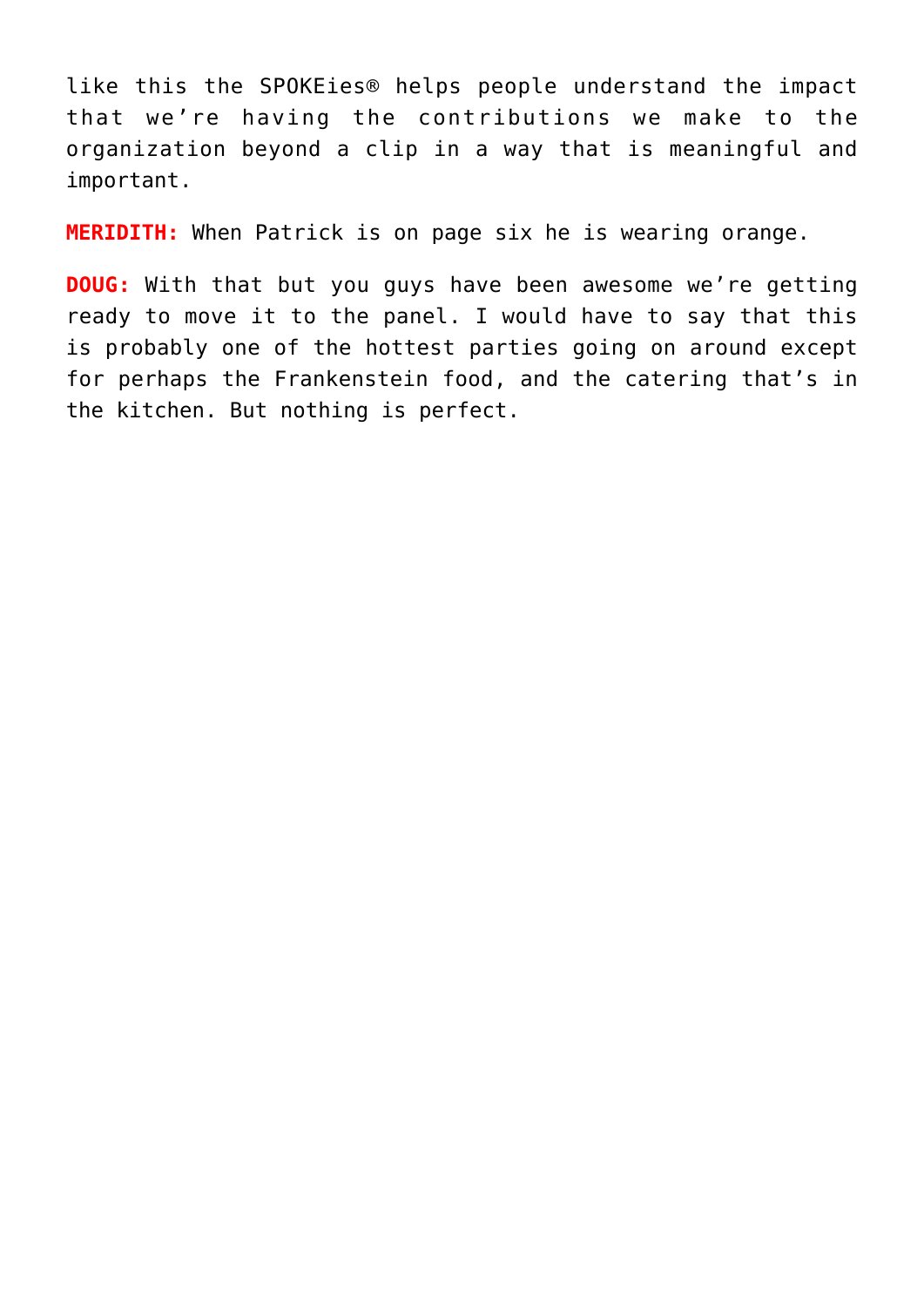like this the SPOKEies® helps people understand the impact that we're having the contributions we make to the organization beyond a clip in a way that is meaningful and important.

**MERIDITH:** When Patrick is on page six he is wearing orange.

**DOUG:** With that but you guys have been awesome we're getting ready to move it to the panel. I would have to say that this is probably one of the hottest parties going on around except for perhaps the Frankenstein food, and the catering that's in the kitchen. But nothing is perfect.